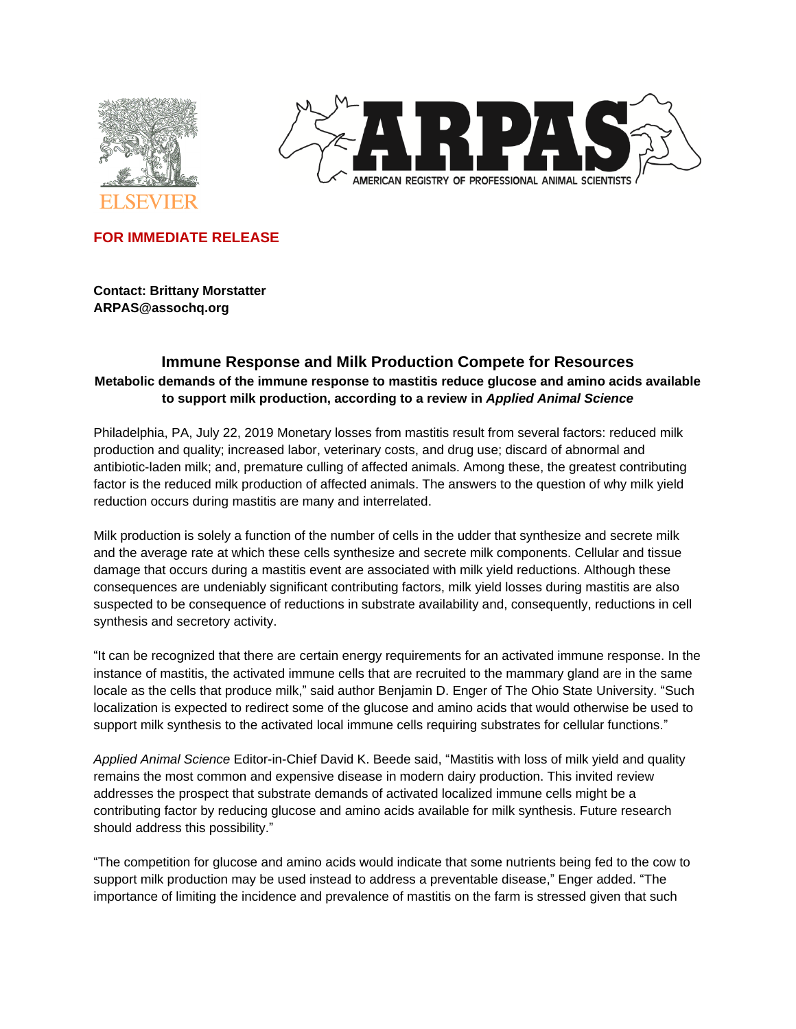**FOR IMMEDIATE RELEASE**

**Contact: Brittany Morstatter**
**ARPAS@assochq.org**

## Immune Response and Milk Production Compete for Resources

**Metabolic demands of the immune response to mastitis reduce glucose and amino acids available to support milk production, according to a review in *Applied Animal Science***

Philadelphia, PA, July 22, 2019 Monetary losses from mastitis result from several factors: reduced milk production and quality; increased labor, veterinary costs, and drug use; discard of abnormal and antibiotic-laden milk; and, premature culling of affected animals. Among these, the greatest contributing factor is the reduced milk production of affected animals. The answers to the question of why milk yield reduction occurs during mastitis are many and interrelated.

Milk production is solely a function of the number of cells in the udder that synthesize and secrete milk and the average rate at which these cells synthesize and secrete milk components. Cellular and tissue damage that occurs during a mastitis event are associated with milk yield reductions. Although these consequences are undeniably significant contributing factors, milk yield losses during mastitis are also suspected to be consequence of reductions in substrate availability and, consequently, reductions in cell synthesis and secretory activity.

"It can be recognized that there are certain energy requirements for an activated immune response. In the instance of mastitis, the activated immune cells that are recruited to the mammary gland are in the same locale as the cells that produce milk," said author Benjamin D. Enger of The Ohio State University. "Such localization is expected to redirect some of the glucose and amino acids that would otherwise be used to support milk synthesis to the activated local immune cells requiring substrates for cellular functions."

*Applied Animal Science* Editor-in-Chief David K. Beede said, "Mastitis with loss of milk yield and quality remains the most common and expensive disease in modern dairy production. This invited review addresses the prospect that substrate demands of activated localized immune cells might be a contributing factor by reducing glucose and amino acids available for milk synthesis. Future research should address this possibility."

"The competition for glucose and amino acids would indicate that some nutrients being fed to the cow to support milk production may be used instead to address a preventable disease," Enger added. "The importance of limiting the incidence and prevalence of mastitis on the farm is stressed given that such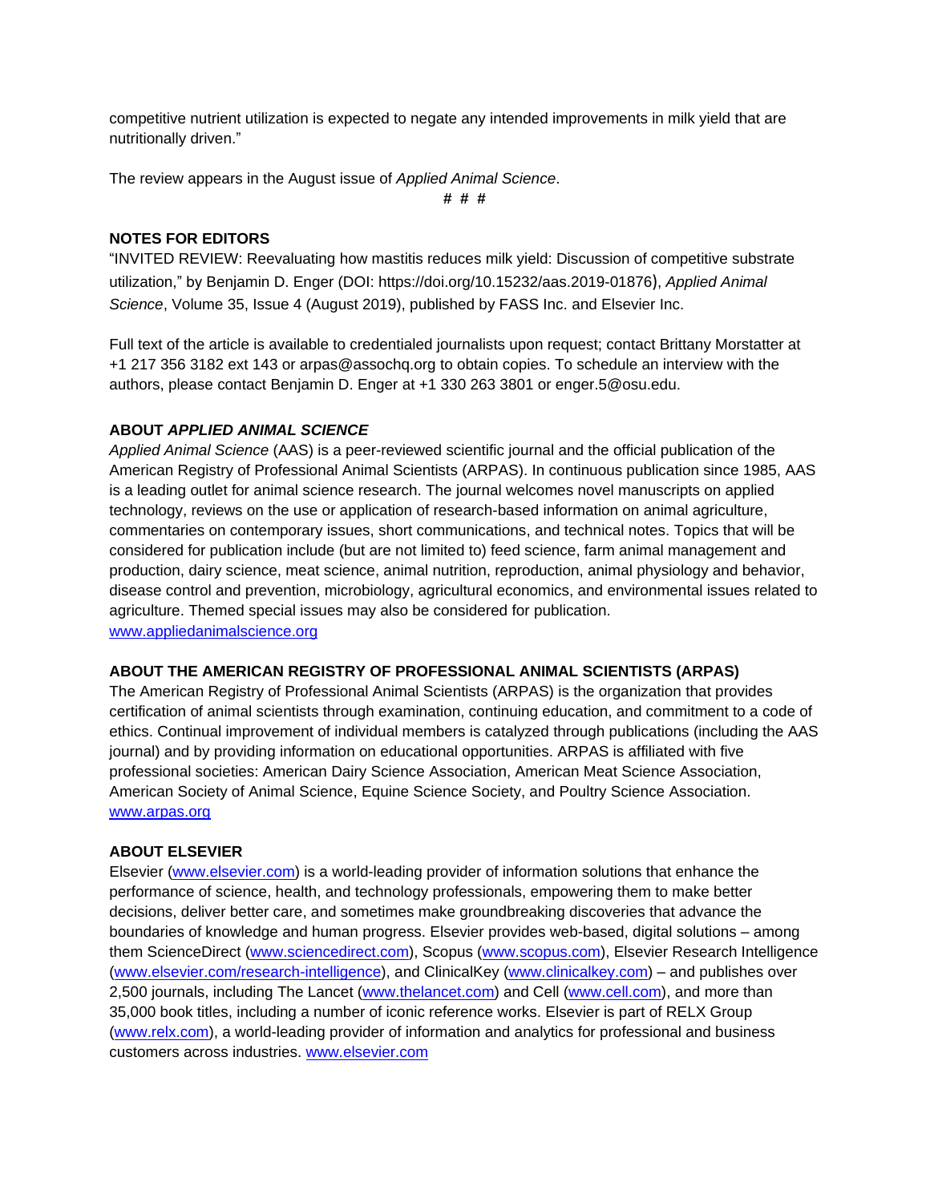competitive nutrient utilization is expected to negate any intended improvements in milk yield that are nutritionally driven."

The review appears in the August issue of *Applied Animal Science*.

# # #

**NOTES FOR EDITORS**

"INVITED REVIEW: Reevaluating how mastitis reduces milk yield: Discussion of competitive substrate utilization," by Benjamin D. Enger (DOI: https://doi.org/10.15232/aas.2019-01876), *Applied Animal Science*, Volume 35, Issue 4 (August 2019), published by FASS Inc. and Elsevier Inc.

Full text of the article is available to credentialed journalists upon request; contact Brittany Morstatter at +1 217 356 3182 ext 143 or arpas@assochq.org to obtain copies. To schedule an interview with the authors, please contact Benjamin D. Enger at +1 330 263 3801 or enger.5@osu.edu.

**ABOUT *APPLIED ANIMAL SCIENCE***

*Applied Animal Science* (AAS) is a peer-reviewed scientific journal and the official publication of the American Registry of Professional Animal Scientists (ARPAS). In continuous publication since 1985, AAS is a leading outlet for animal science research. The journal welcomes novel manuscripts on applied technology, reviews on the use or application of research-based information on animal agriculture, commentaries on contemporary issues, short communications, and technical notes. Topics that will be considered for publication include (but are not limited to) feed science, farm animal management and production, dairy science, meat science, animal nutrition, reproduction, animal physiology and behavior, disease control and prevention, microbiology, agricultural economics, and environmental issues related to agriculture. Themed special issues may also be considered for publication.
www.appliedanimalscience.org

**ABOUT THE AMERICAN REGISTRY OF PROFESSIONAL ANIMAL SCIENTISTS (ARPAS)**

The American Registry of Professional Animal Scientists (ARPAS) is the organization that provides certification of animal scientists through examination, continuing education, and commitment to a code of ethics. Continual improvement of individual members is catalyzed through publications (including the AAS journal) and by providing information on educational opportunities. ARPAS is affiliated with five professional societies: American Dairy Science Association, American Meat Science Association, American Society of Animal Science, Equine Science Society, and Poultry Science Association.
www.arpas.org

**ABOUT ELSEVIER**

Elsevier (www.elsevier.com) is a world-leading provider of information solutions that enhance the performance of science, health, and technology professionals, empowering them to make better decisions, deliver better care, and sometimes make groundbreaking discoveries that advance the boundaries of knowledge and human progress. Elsevier provides web-based, digital solutions – among them ScienceDirect (www.sciencedirect.com), Scopus (www.scopus.com), Elsevier Research Intelligence (www.elsevier.com/research-intelligence), and ClinicalKey (www.clinicalkey.com) – and publishes over 2,500 journals, including The Lancet (www.thelancet.com) and Cell (www.cell.com), and more than 35,000 book titles, including a number of iconic reference works. Elsevier is part of RELX Group (www.relx.com), a world-leading provider of information and analytics for professional and business customers across industries. www.elsevier.com